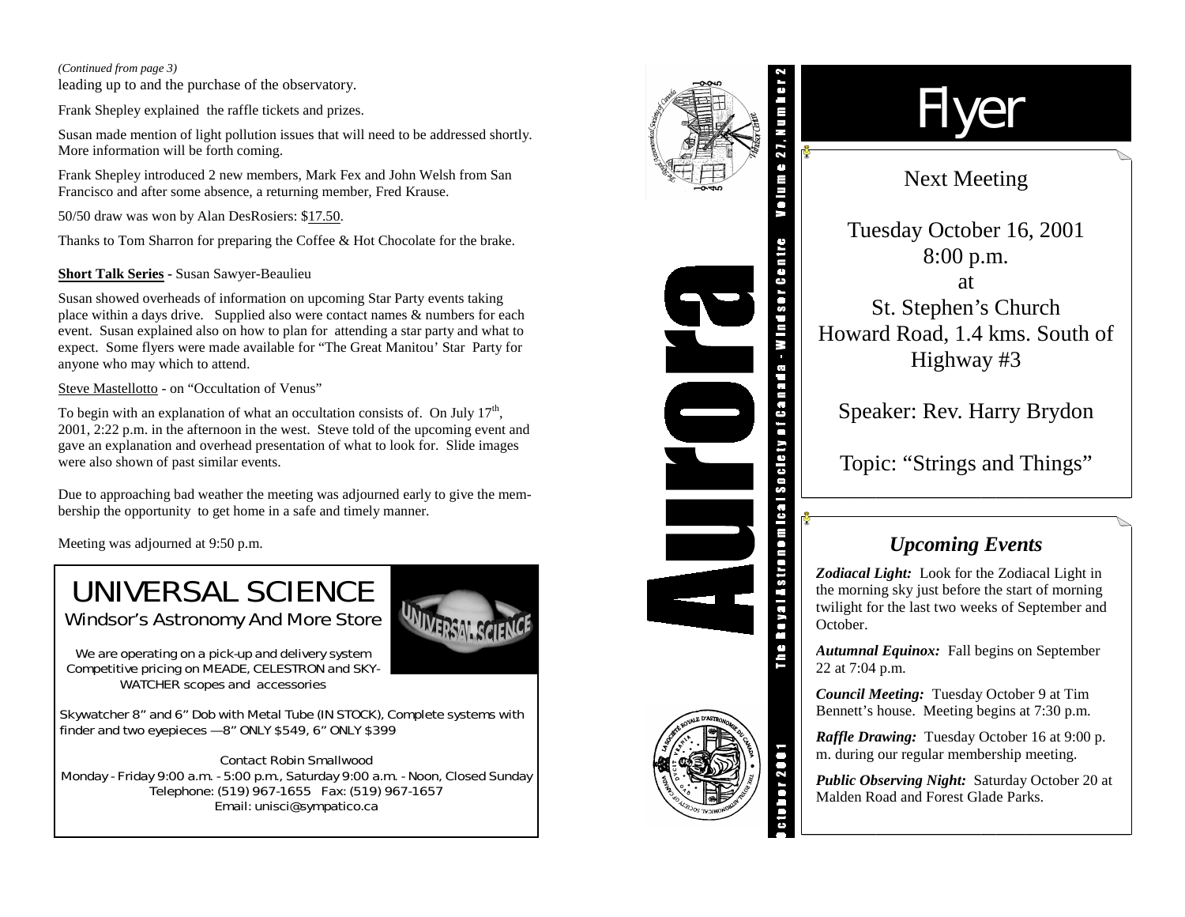*(Continued from page 3)*

leading up to and the purchase of the observatory.

Frank Shepley explained the raffle tickets and prizes.

Susan made mention of light pollution issues that will need to be addressed shortly. More information will be forth coming.

Frank Shepley introduced 2 new members, Mark Fex and John Welsh from San Francisco and after some absence, a returning member, Fred Krause.

50/50 draw was won by Alan DesRosiers: $17.50.

Thanks to Tom Sharron for preparing the Coffee & Hot Chocolate for the brake.

**Short Talk Series** - Susan Sawyer-Beaulieu

Susan showed overheads of information on upcoming Star Party events taking place within a days drive. Supplied also were contact names & numbers for each event. Susan explained also on how to plan for attending a star party and what to expect. Some flyers were made available for "The Great Manitou' Star Party for anyone who may which to attend.

Steve Mastellotto - on "Occultation of Venus"

To begin with an explanation of what an occultation consists of. On July 17th, 2001, 2:22 p.m. in the afternoon in the west. Steve told of the upcoming event and gave an explanation and overhead presentation of what to look for. Slide images were also shown of past similar events.

Due to approaching bad weather the meeting was adjourned early to give the membership the opportunity to get home in a safe and timely manner.

Meeting was adjourned at 9:50 p.m.

## UNIVERSAL SCIENCE

Windsor's Astronomy And More Store

We are operating on a pick-up and delivery system
Competitive pricing on MEADE, CELESTRON and SKY-WATCHER scopes and accessories

Skywatcher 8" and 6" Dob with Metal Tube (IN STOCK), Complete systems with finder and two eyepieces —8" ONLY $549, 6" ONLY $399

Contact Robin Smallwood
Monday - Friday 9:00 a.m. - 5:00 p.m., Saturday 9:00 a.m. - Noon, Closed Sunday
Telephone: (519) 967-1655 Fax: (519) 967-1657
Email: unisci@sympatico.ca

# Aurora

The Royal Astronomical Society of Canada - Windsor Centre Volume 27, Number 2

October 2001

# Flyer

## Next Meeting

Tuesday October 16, 2001
8:00 p.m.
at
St. Stephen's Church
Howard Road, 1.4 kms. South of Highway #3

Speaker: Rev. Harry Brydon

Topic: "Strings and Things"

## *Upcoming Events*

***Zodiacal Light:*** Look for the Zodiacal Light in the morning sky just before the start of morning twilight for the last two weeks of September and October.

***Autumnal Equinox:*** Fall begins on September 22 at 7:04 p.m.

***Council Meeting:*** Tuesday October 9 at Tim Bennett's house. Meeting begins at 7:30 p.m.

***Raffle Drawing:*** Tuesday October 16 at 9:00 p. m. during our regular membership meeting.

***Public Observing Night:*** Saturday October 20 at Malden Road and Forest Glade Parks.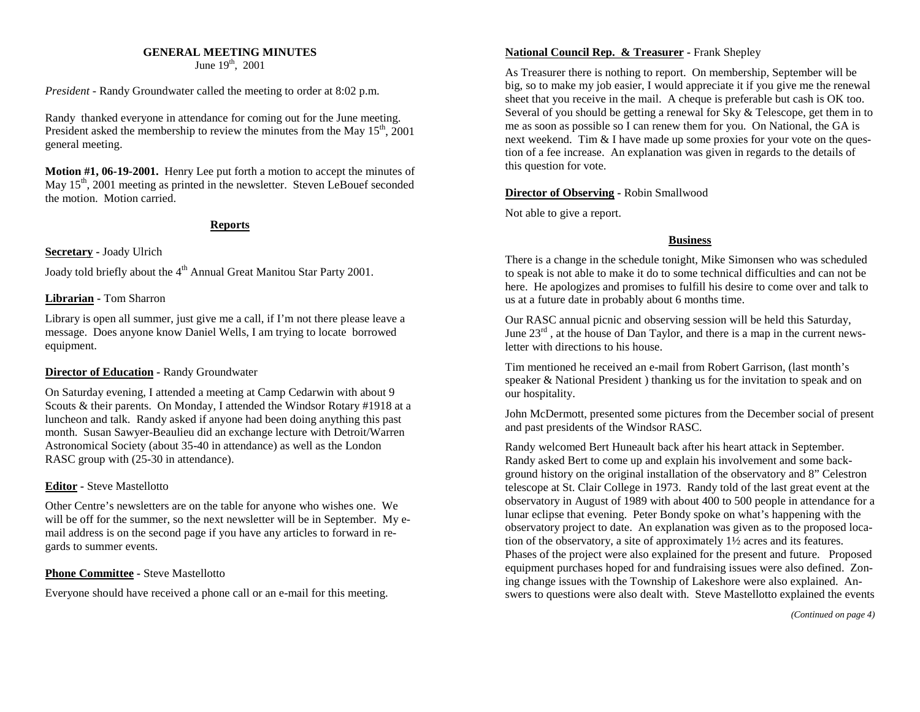**GENERAL MEETING MINUTES**
June 19th, 2001

*President* - Randy Groundwater called the meeting to order at 8:02 p.m.

Randy thanked everyone in attendance for coming out for the June meeting. President asked the membership to review the minutes from the May 15th, 2001 general meeting.

**Motion #1, 06-19-2001.** Henry Lee put forth a motion to accept the minutes of May 15th, 2001 meeting as printed in the newsletter. Steven LeBouef seconded the motion. Motion carried.

## Reports

**Secretary** - Joady Ulrich

Joady told briefly about the 4th Annual Great Manitou Star Party 2001.

**Librarian** - Tom Sharron

Library is open all summer, just give me a call, if I'm not there please leave a message. Does anyone know Daniel Wells, I am trying to locate borrowed equipment.

**Director of Education** - Randy Groundwater

On Saturday evening, I attended a meeting at Camp Cedarwin with about 9 Scouts & their parents. On Monday, I attended the Windsor Rotary #1918 at a luncheon and talk. Randy asked if anyone had been doing anything this past month. Susan Sawyer-Beaulieu did an exchange lecture with Detroit/Warren Astronomical Society (about 35-40 in attendance) as well as the London RASC group with (25-30 in attendance).

**Editor** - Steve Mastellotto

Other Centre's newsletters are on the table for anyone who wishes one. We will be off for the summer, so the next newsletter will be in September. My e-mail address is on the second page if you have any articles to forward in regards to summer events.

**Phone Committee** - Steve Mastellotto

Everyone should have received a phone call or an e-mail for this meeting.

**National Council Rep. & Treasurer** - Frank Shepley

As Treasurer there is nothing to report. On membership, September will be big, so to make my job easier, I would appreciate it if you give me the renewal sheet that you receive in the mail. A cheque is preferable but cash is OK too. Several of you should be getting a renewal for Sky & Telescope, get them in to me as soon as possible so I can renew them for you. On National, the GA is next weekend. Tim & I have made up some proxies for your vote on the question of a fee increase. An explanation was given in regards to the details of this question for vote.

**Director of Observing** - Robin Smallwood

Not able to give a report.

## Business

There is a change in the schedule tonight, Mike Simonsen who was scheduled to speak is not able to make it do to some technical difficulties and can not be here. He apologizes and promises to fulfill his desire to come over and talk to us at a future date in probably about 6 months time.

Our RASC annual picnic and observing session will be held this Saturday, June 23rd , at the house of Dan Taylor, and there is a map in the current newsletter with directions to his house.

Tim mentioned he received an e-mail from Robert Garrison, (last month's speaker & National President ) thanking us for the invitation to speak and on our hospitality.

John McDermott, presented some pictures from the December social of present and past presidents of the Windsor RASC.

Randy welcomed Bert Huneault back after his heart attack in September. Randy asked Bert to come up and explain his involvement and some background history on the original installation of the observatory and 8" Celestron telescope at St. Clair College in 1973. Randy told of the last great event at the observatory in August of 1989 with about 400 to 500 people in attendance for a lunar eclipse that evening. Peter Bondy spoke on what's happening with the observatory project to date. An explanation was given as to the proposed location of the observatory, a site of approximately 1½ acres and its features. Phases of the project were also explained for the present and future. Proposed equipment purchases hoped for and fundraising issues were also defined. Zoning change issues with the Township of Lakeshore were also explained. Answers to questions were also dealt with. Steve Mastellotto explained the events

*(Continued on page 4)*